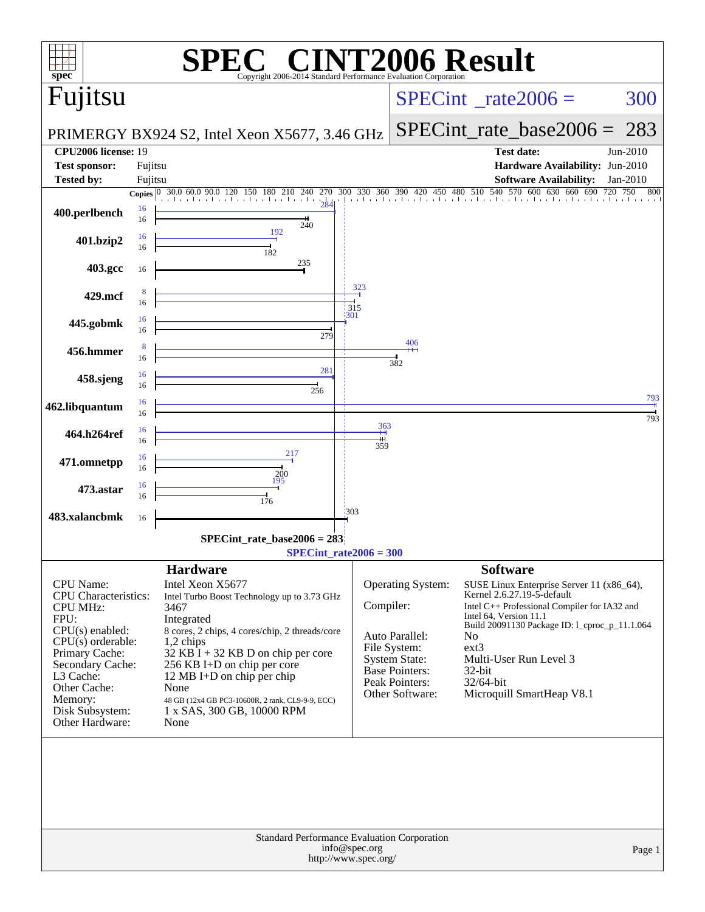# SPEC CINT2006 Result

Copyright 2006-2014 Standard Performance Evaluation Corporation

## Fujitsu

PRIMERGY BX924 S2, Intel Xeon X5677, 3.46 GHz

SPECint_rate2006 = 300

SPECint_rate_base2006 = 283

| | | | |
|---|---|---|---|
| **CPU2006 license:** 19 | | **Test date:** | Jun-2010 |
| **Test sponsor:** | Fujitsu | **Hardware Availability:** | Jun-2010 |
| **Tested by:** | Fujitsu | **Software Availability:** | Jan-2010 |

| Benchmark | Copies (peak) | Peak | Copies (base) | Base |
|---|---|---|---|---|
| 400.perlbench | 16 | 284 | 16 | 240 |
| 401.bzip2 | 16 | 192 | 16 | 182 |
| 403.gcc | | | 16 | 235 |
| 429.mcf | 8 | 323 | 16 | 315 |
| 445.gobmk | 16 | 301 | 16 | 279 |
| 456.hmmer | 8 | 406 | 16 | 382 |
| 458.sjeng | 16 | 281 | 16 | 256 |
| 462.libquantum | 16 | 793 | 16 | 793 |
| 464.h264ref | 16 | 363 | 16 | 359 |
| 471.omnetpp | 16 | 217 | 16 | 200 |
| 473.astar | 16 | 195 | 16 | 176 |
| 483.xalancbmk | | | 16 | 303 |

SPECint_rate_base2006 = 283

SPECint_rate2006 = 300

### Hardware

| | |
|---|---|
| CPU Name: | Intel Xeon X5677 |
| CPU Characteristics: | Intel Turbo Boost Technology up to 3.73 GHz |
| CPU MHz: | 3467 |
| FPU: | Integrated |
| CPU(s) enabled: | 8 cores, 2 chips, 4 cores/chip, 2 threads/core |
| CPU(s) orderable: | 1,2 chips |
| Primary Cache: | 32 KB I + 32 KB D on chip per core |
| Secondary Cache: | 256 KB I+D on chip per core |
| L3 Cache: | 12 MB I+D on chip per chip |
| Other Cache: | None |
| Memory: | 48 GB (12x4 GB PC3-10600R, 2 rank, CL9-9-9, ECC) |
| Disk Subsystem: | 1 x SAS, 300 GB, 10000 RPM |
| Other Hardware: | None |

### Software

| | |
|---|---|
| Operating System: | SUSE Linux Enterprise Server 11 (x86_64), Kernel 2.6.27.19-5-default |
| Compiler: | Intel C++ Professional Compiler for IA32 and Intel 64, Version 11.1 Build 20091130 Package ID: l_cproc_p_11.1.064 |
| Auto Parallel: | No |
| File System: | ext3 |
| System State: | Multi-User Run Level 3 |
| Base Pointers: | 32-bit |
| Peak Pointers: | 32/64-bit |
| Other Software: | Microquill SmartHeap V8.1 |

Standard Performance Evaluation Corporation
info@spec.org
http://www.spec.org/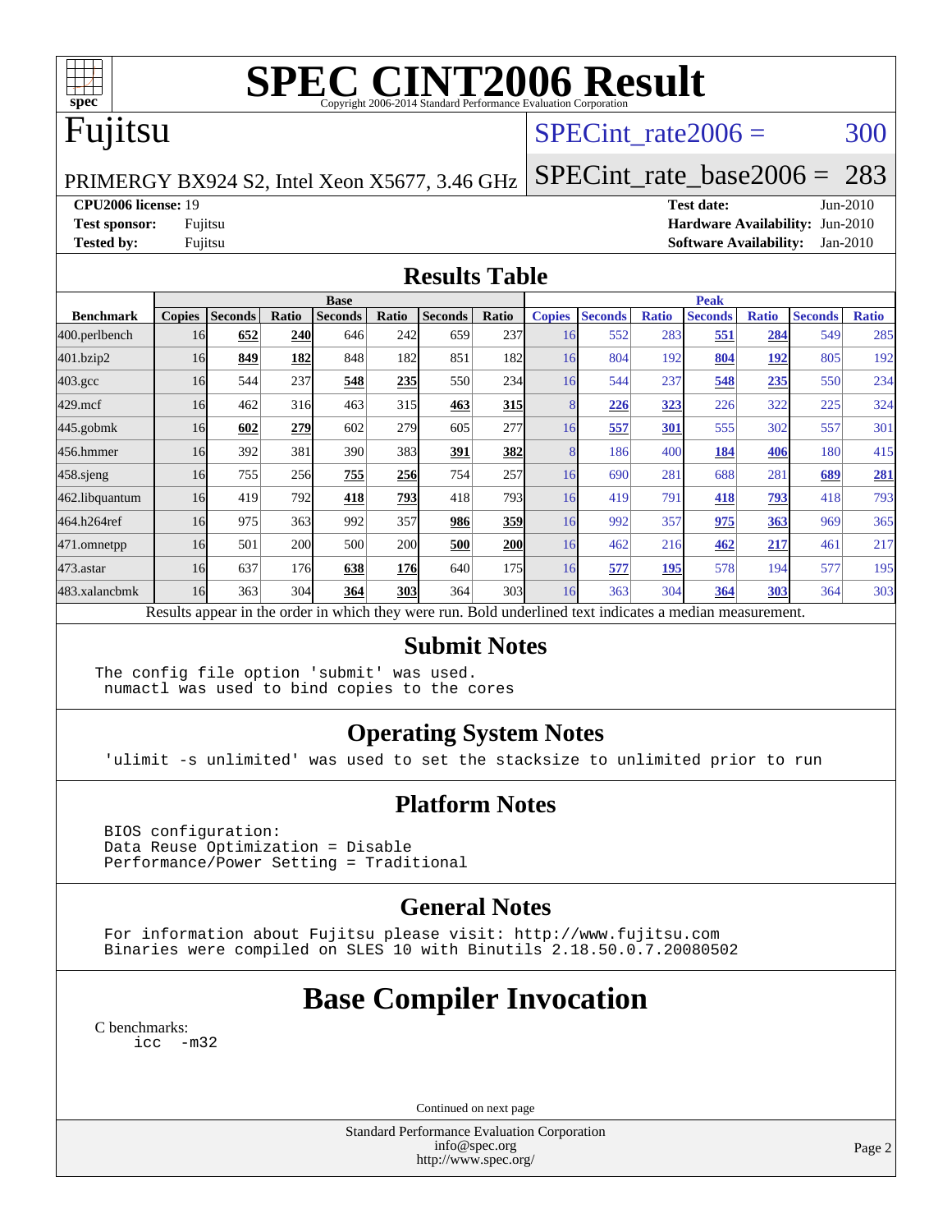# SPEC CINT2006 Result

Copyright 2006-2014 Standard Performance Evaluation Corporation

# Fujitsu

PRIMERGY BX924 S2, Intel Xeon X5677, 3.46 GHz

SPECint_rate2006 = 300

SPECint_rate_base2006 = 283

| | | | |
|---|---|---|---|
| **CPU2006 license:** 19 | | **Test date:** | Jun-2010 |
| **Test sponsor:** | Fujitsu | **Hardware Availability:** | Jun-2010 |
| **Tested by:** | Fujitsu | **Software Availability:** | Jan-2010 |

## Results Table

| | Base | | | | | | | Peak | | | | | | |
|---|---|---|---|---|---|---|---|---|---|---|---|---|---|---|
| **Benchmark** | **Copies** | **Seconds** | **Ratio** | **Seconds** | **Ratio** | **Seconds** | **Ratio** | **Copies** | **Seconds** | **Ratio** | **Seconds** | **Ratio** | **Seconds** | **Ratio** |
| 400.perlbench | 16 | **652** | **240** | 646 | 242 | 659 | 237 | 16 | 552 | 283 | **551** | **284** | 549 | 285 |
| 401.bzip2 | 16 | **849** | **182** | 848 | 182 | 851 | 182 | 16 | 804 | 192 | **804** | **192** | 805 | 192 |
| 403.gcc | 16 | 544 | 237 | **548** | **235** | 550 | 234 | 16 | 544 | 237 | **548** | **235** | 550 | 234 |
| 429.mcf | 16 | 462 | 316 | 463 | 315 | **463** | **315** | 8 | **226** | **323** | 226 | 322 | 225 | 324 |
| 445.gobmk | 16 | **602** | **279** | 602 | 279 | 605 | 277 | 16 | **557** | **301** | 555 | 302 | 557 | 301 |
| 456.hmmer | 16 | 392 | 381 | 390 | 383 | **391** | **382** | 8 | 186 | 400 | **184** | **406** | 180 | 415 |
| 458.sjeng | 16 | 755 | 256 | **755** | **256** | 754 | 257 | 16 | 690 | 281 | 688 | 281 | **689** | **281** |
| 462.libquantum | 16 | 419 | 792 | **418** | **793** | 418 | 793 | 16 | 419 | 791 | **418** | **793** | 418 | 793 |
| 464.h264ref | 16 | 975 | 363 | 992 | 357 | **986** | **359** | 16 | 992 | 357 | **975** | **363** | 969 | 365 |
| 471.omnetpp | 16 | 501 | 200 | 500 | 200 | **500** | **200** | 16 | 462 | 216 | **462** | **217** | 461 | 217 |
| 473.astar | 16 | 637 | 176 | **638** | **176** | 640 | 175 | 16 | **577** | **195** | 578 | 194 | 577 | 195 |
| 483.xalancbmk | 16 | 363 | 304 | **364** | **303** | 364 | 303 | 16 | 363 | 304 | **364** | **303** | 364 | 303 |

Results appear in the order in which they were run. Bold underlined text indicates a median measurement.

## Submit Notes

```
The config file option 'submit' was used.
 numactl was used to bind copies to the cores
```

## Operating System Notes

```
'ulimit -s unlimited' was used to set the stacksize to unlimited prior to run
```

## Platform Notes

```
BIOS configuration:
Data Reuse Optimization = Disable
Performance/Power Setting = Traditional
```

## General Notes

```
For information about Fujitsu please visit: http://www.fujitsu.com
Binaries were compiled on SLES 10 with Binutils 2.18.50.0.7.20080502
```

# Base Compiler Invocation

C benchmarks:

```
icc  -m32
```

Continued on next page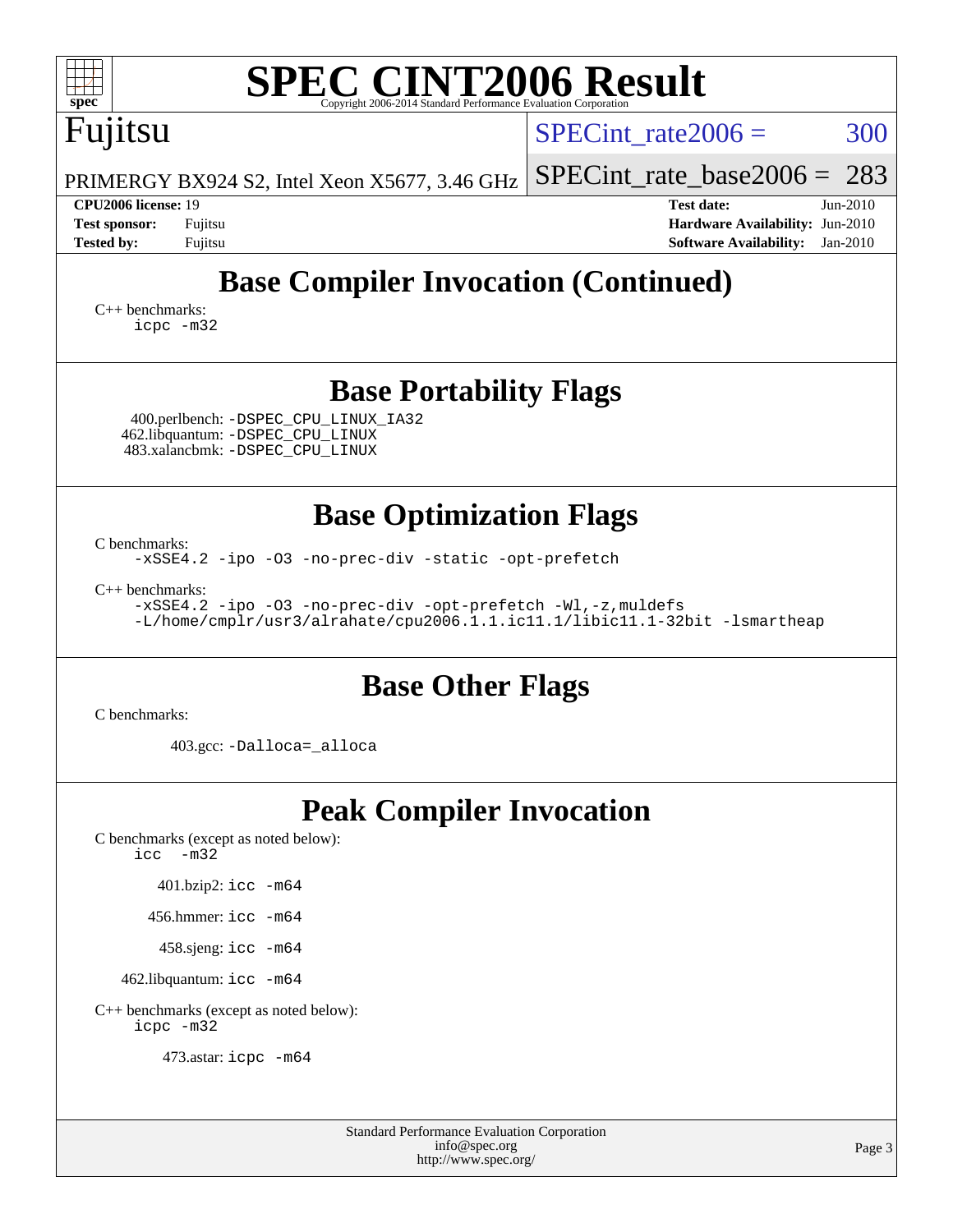# SPEC CINT2006 Result

Copyright 2006-2014 Standard Performance Evaluation Corporation

## Fujitsu

PRIMERGY BX924 S2, Intel Xeon X5677, 3.46 GHz

SPECint_rate2006 = 300

SPECint_rate_base2006 = 283

**CPU2006 license:** 19
**Test sponsor:** Fujitsu
**Tested by:** Fujitsu

**Test date:** Jun-2010
**Hardware Availability:** Jun-2010
**Software Availability:** Jan-2010

## Base Compiler Invocation (Continued)

C++ benchmarks:
```
icpc -m32
```

## Base Portability Flags

400.perlbench: `-DSPEC_CPU_LINUX_IA32`
462.libquantum: `-DSPEC_CPU_LINUX`
483.xalancbmk: `-DSPEC_CPU_LINUX`

## Base Optimization Flags

C benchmarks:
```
-xSSE4.2 -ipo -O3 -no-prec-div -static -opt-prefetch
```

C++ benchmarks:
```
-xSSE4.2 -ipo -O3 -no-prec-div -opt-prefetch -Wl,-z,muldefs
-L/home/cmplr/usr3/alrahate/cpu2006.1.1.ic11.1/libic11.1-32bit -lsmartheap
```

## Base Other Flags

C benchmarks:

403.gcc: `-Dalloca=_alloca`

## Peak Compiler Invocation

C benchmarks (except as noted below):
```
icc  -m32
```

401.bzip2: `icc -m64`

456.hmmer: `icc -m64`

458.sjeng: `icc -m64`

462.libquantum: `icc -m64`

C++ benchmarks (except as noted below):
```
icpc -m32
```

473.astar: `icpc -m64`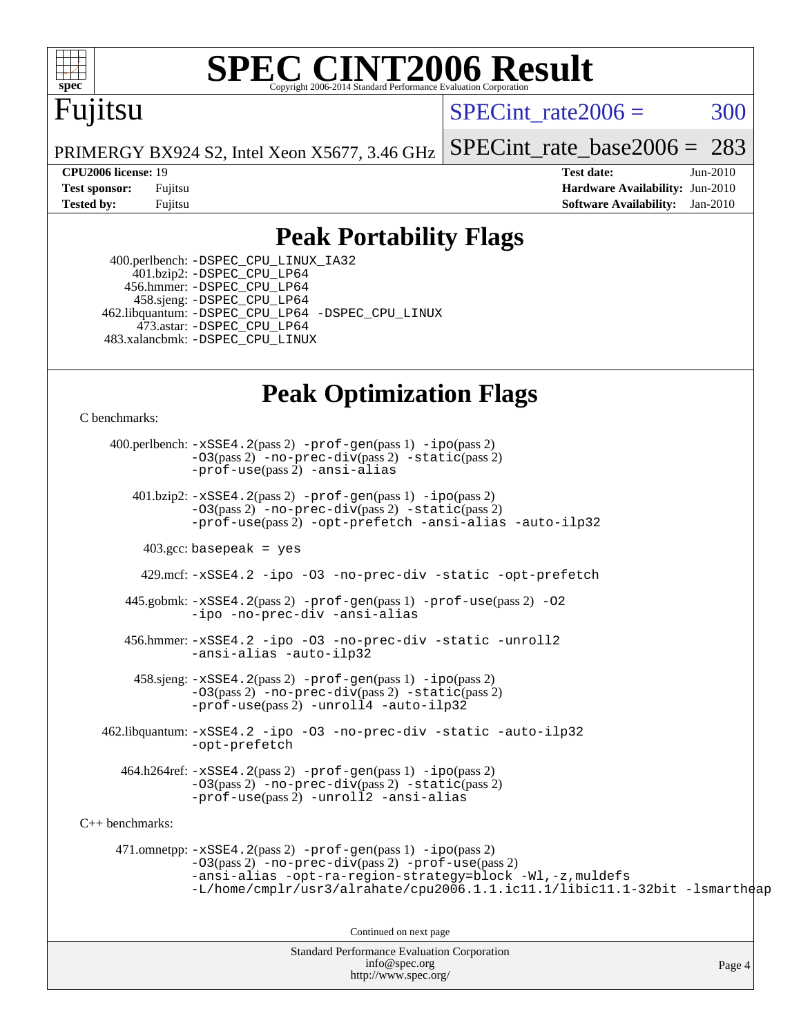# SPEC CINT2006 Result

Copyright 2006-2014 Standard Performance Evaluation Corporation

## Fujitsu

PRIMERGY BX924 S2, Intel Xeon X5677, 3.46 GHz

SPECint_rate2006 = 300

SPECint_rate_base2006 = 283

| | | | |
|---|---|---|---|
| **CPU2006 license:** 19 | | **Test date:** | Jun-2010 |
| **Test sponsor:** | Fujitsu | **Hardware Availability:** | Jun-2010 |
| **Tested by:** | Fujitsu | **Software Availability:** | Jan-2010 |

## Peak Portability Flags

400.perlbench: -DSPEC_CPU_LINUX_IA32
401.bzip2: -DSPEC_CPU_LP64
456.hmmer: -DSPEC_CPU_LP64
458.sjeng: -DSPEC_CPU_LP64
462.libquantum: -DSPEC_CPU_LP64 -DSPEC_CPU_LINUX
473.astar: -DSPEC_CPU_LP64
483.xalancbmk: -DSPEC_CPU_LINUX

## Peak Optimization Flags

C benchmarks:

400.perlbench: -xSSE4.2(pass 2) -prof-gen(pass 1) -ipo(pass 2) -O3(pass 2) -no-prec-div(pass 2) -static(pass 2) -prof-use(pass 2) -ansi-alias

401.bzip2: -xSSE4.2(pass 2) -prof-gen(pass 1) -ipo(pass 2) -O3(pass 2) -no-prec-div(pass 2) -static(pass 2) -prof-use(pass 2) -opt-prefetch -ansi-alias -auto-ilp32

403.gcc: basepeak = yes

429.mcf: -xSSE4.2 -ipo -O3 -no-prec-div -static -opt-prefetch

445.gobmk: -xSSE4.2(pass 2) -prof-gen(pass 1) -prof-use(pass 2) -O2 -ipo -no-prec-div -ansi-alias

456.hmmer: -xSSE4.2 -ipo -O3 -no-prec-div -static -unroll2 -ansi-alias -auto-ilp32

458.sjeng: -xSSE4.2(pass 2) -prof-gen(pass 1) -ipo(pass 2) -O3(pass 2) -no-prec-div(pass 2) -static(pass 2) -prof-use(pass 2) -unroll4 -auto-ilp32

462.libquantum: -xSSE4.2 -ipo -O3 -no-prec-div -static -auto-ilp32 -opt-prefetch

464.h264ref: -xSSE4.2(pass 2) -prof-gen(pass 1) -ipo(pass 2) -O3(pass 2) -no-prec-div(pass 2) -static(pass 2) -prof-use(pass 2) -unroll2 -ansi-alias

C++ benchmarks:

471.omnetpp: -xSSE4.2(pass 2) -prof-gen(pass 1) -ipo(pass 2) -O3(pass 2) -no-prec-div(pass 2) -prof-use(pass 2) -ansi-alias -opt-ra-region-strategy=block -Wl,-z,muldefs -L/home/cmplr/usr3/alrahate/cpu2006.1.1.ic11.1/libic11.1-32bit -lsmartheap

Continued on next page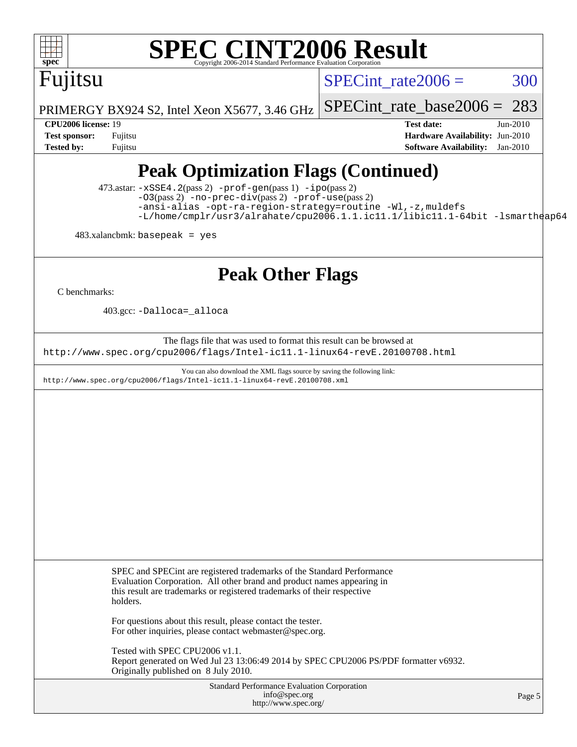# Peak Optimization Flags (Continued)

473.astar: `-xSSE4.2`(pass 2) `-prof-gen`(pass 1) `-ipo`(pass 2) `-O3`(pass 2) `-no-prec-div`(pass 2) `-prof-use`(pass 2) `-ansi-alias` `-opt-ra-region-strategy=routine` `-Wl,-z,muldefs` `-L/home/cmplr/usr3/alrahate/cpu2006.1.1.ic11.1/libic11.1-64bit` `-lsmartheap64`

483.xalancbmk: `basepeak = yes`

# Peak Other Flags

C benchmarks:

403.gcc: `-Dalloca=_alloca`

The flags file that was used to format this result can be browsed at
http://www.spec.org/cpu2006/flags/Intel-ic11.1-linux64-revE.20100708.html

You can also download the XML flags source by saving the following link:
http://www.spec.org/cpu2006/flags/Intel-ic11.1-linux64-revE.20100708.xml

SPEC and SPECint are registered trademarks of the Standard Performance Evaluation Corporation. All other brand and product names appearing in this result are trademarks or registered trademarks of their respective holders.

For questions about this result, please contact the tester.
For other inquiries, please contact webmaster@spec.org.

Tested with SPEC CPU2006 v1.1.
Report generated on Wed Jul 23 13:06:49 2014 by SPEC CPU2006 PS/PDF formatter v6932.
Originally published on 8 July 2010.